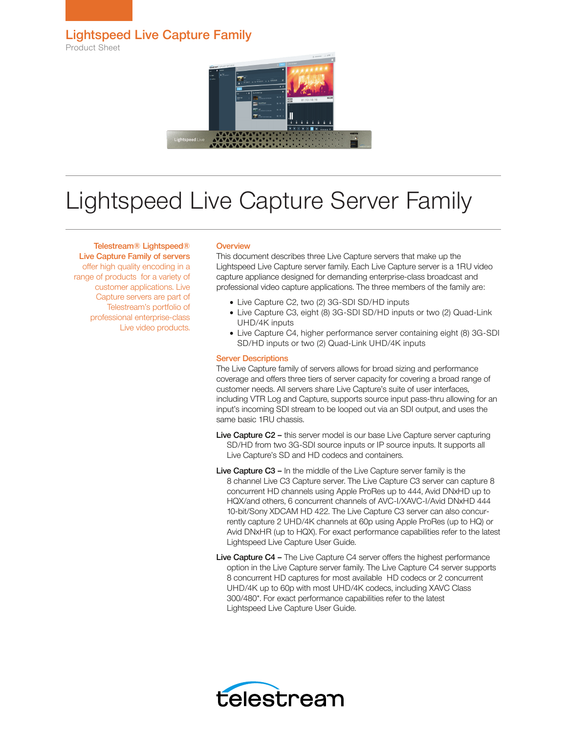## Lightspeed Live Capture Family

Product Sheet

# Lightspeed Live Capture Server Family

**Telestream® Lightspeed® Live Capture Family of servers offer high quality encoding in a range of products for a variety of customer applications. Live Capture servers are part of Telestream's portfolio of professional enterprise-class Live video products.**

### Overview

This document describes three Live Capture servers that make up the Lightspeed Live Capture server family. Each Live Capture server is a 1RU video capture appliance designed for demanding enterprise-class broadcast and professional video capture applications. The three members of the family are:

- Live Capture C2, two (2) 3G-SDI SD/HD inputs
- Live Capture C3, eight (8) 3G-SDI SD/HD inputs or two (2) Quad-Link UHD/4K inputs
- Live Capture C4, higher performance server containing eight (8) 3G-SDI SD/HD inputs or two (2) Quad-Link UHD/4K inputs

### Server Descriptions

The Live Capture family of servers allows for broad sizing and performance coverage and offers three tiers of server capacity for covering a broad range of customer needs. All servers share Live Capture's suite of user interfaces, including VTR Log and Capture, supports source input pass-thru allowing for an input's incoming SDI stream to be looped out via an SDI output, and uses the same basic 1RU chassis.

**Live Capture C2 –** this server model is our base Live Capture server capturing SD/HD from two 3G-SDI source inputs or IP source inputs. It supports all Live Capture's SD and HD codecs and containers.

**Live Capture C3 –** In the middle of the Live Capture server family is the 8 channel Live C3 Capture server. The Live Capture C3 server can capture 8 concurrent HD channels using Apple ProRes up to 444, Avid DNxHD up to HQX/and others, 6 concurrent channels of AVC-I/XAVC-I/Avid DNxHD 444 10-bit/Sony XDCAM HD 422. The Live Capture C3 server can also concurrently capture 2 UHD/4K channels at 60p using Apple ProRes (up to HQ) or Avid DNxHR (up to HQX). For exact performance capabilities refer to the latest Lightspeed Live Capture User Guide.

**Live Capture C4 –** The Live Capture C4 server offers the highest performance option in the Live Capture server family. The Live Capture C4 server supports 8 concurrent HD captures for most available HD codecs or 2 concurrent UHD/4K up to 60p with most UHD/4K codecs, including XAVC Class 300/480*. For exact performance capabilities refer to the latest Lightspeed Live Capture User Guide.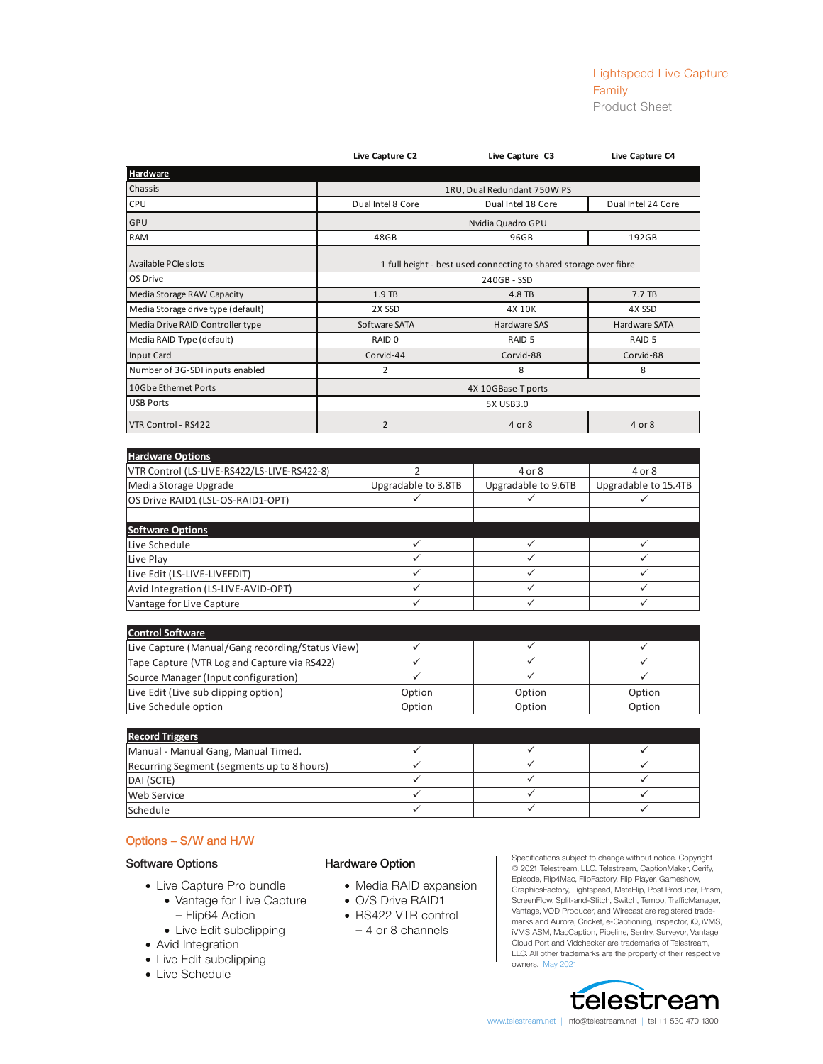| | Live Capture C2 | Live Capture C3 | Live Capture C4 |
|---|---|---|---|
| **Hardware** | | | |
| Chassis | 1RU, Dual Redundant 750W PS | | |
| CPU | Dual Intel 8 Core | Dual Intel 18 Core | Dual Intel 24 Core |
| GPU | Nvidia Quadro GPU | | |
| RAM | 48GB | 96GB | 192GB |
| Available PCIe slots | 1 full height - best used connecting to shared storage over fibre | | |
| OS Drive | 240GB - SSD | | |
| Media Storage RAW Capacity | 1.9 TB | 4.8 TB | 7.7 TB |
| Media Storage drive type (default) | 2X SSD | 4X 10K | 4X SSD |
| Media Drive RAID Controller type | Software SATA | Hardware SAS | Hardware SATA |
| Media RAID Type (default) | RAID 0 | RAID 5 | RAID 5 |
| Input Card | Corvid-44 | Corvid-88 | Corvid-88 |
| Number of 3G-SDI inputs enabled | 2 | 8 | 8 |
| 10Gbe Ethernet Ports | 4X 10GBase-T ports | | |
| USB Ports | 5X USB3.0 | | |
| VTR Control - RS422 | 2 | 4 or 8 | 4 or 8 |

| | | | |
|---|---|---|---|
| **Hardware Options** | | | |
| VTR Control (LS-LIVE-RS422/LS-LIVE-RS422-8) | 2 | 4 or 8 | 4 or 8 |
| Media Storage Upgrade | Upgradable to 3.8TB | Upgradable to 9.6TB | Upgradable to 15.4TB |
| OS Drive RAID1 (LSL-OS-RAID1-OPT) | ✓ | ✓ | ✓ |
| | | | |
| **Software Options** | | | |
| Live Schedule | ✓ | ✓ | ✓ |
| Live Play | ✓ | ✓ | ✓ |
| Live Edit (LS-LIVE-LIVEEDIT) | ✓ | ✓ | ✓ |
| Avid Integration (LS-LIVE-AVID-OPT) | ✓ | ✓ | ✓ |
| Vantage for Live Capture | ✓ | ✓ | ✓ |

| | | | |
|---|---|---|---|
| **Control Software** | | | |
| Live Capture (Manual/Gang recording/Status View) | ✓ | ✓ | ✓ |
| Tape Capture (VTR Log and Capture via RS422) | ✓ | ✓ | ✓ |
| Source Manager (Input configuration) | ✓ | ✓ | ✓ |
| Live Edit (Live sub clipping option) | Option | Option | Option |
| Live Schedule option | Option | Option | Option |

| | | | |
|---|---|---|---|
| **Record Triggers** | | | |
| Manual - Manual Gang, Manual Timed. | ✓ | ✓ | ✓ |
| Recurring Segment (segments up to 8 hours) | ✓ | ✓ | ✓ |
| DAI (SCTE) | ✓ | ✓ | ✓ |
| Web Service | ✓ | ✓ | ✓ |
| Schedule | ✓ | ✓ | ✓ |

## Options – S/W and H/W

### Software Options

- Live Capture Pro bundle
  - Vantage for Live Capture – Flip64 Action
  - Live Edit subclipping
- Avid Integration
- Live Edit subclipping
- Live Schedule

### Hardware Option

- Media RAID expansion
- O/S Drive RAID1
- RS422 VTR control – 4 or 8 channels

Specifications subject to change without notice. Copyright © 2021 Telestream, LLC. Telestream, CaptionMaker, Cerify, Episode, Flip4Mac, FlipFactory, Flip Player, Gameshow, GraphicsFactory, Lightspeed, MetaFlip, Post Producer, Prism, ScreenFlow, Split-and-Stitch, Switch, Tempo, TrafficManager, Vantage, VOD Producer, and Wirecast are registered trademarks and Aurora, Cricket, e-Captioning, Inspector, iQ, iVMS, iVMS ASM, MacCaption, Pipeline, Sentry, Surveyor, Vantage Cloud Port and Vidchecker are trademarks of Telestream, LLC. All other trademarks are the property of their respective owners. May 2021

telestream

www.telestream.net | info@telestream.net | tel +1 530 470 1300